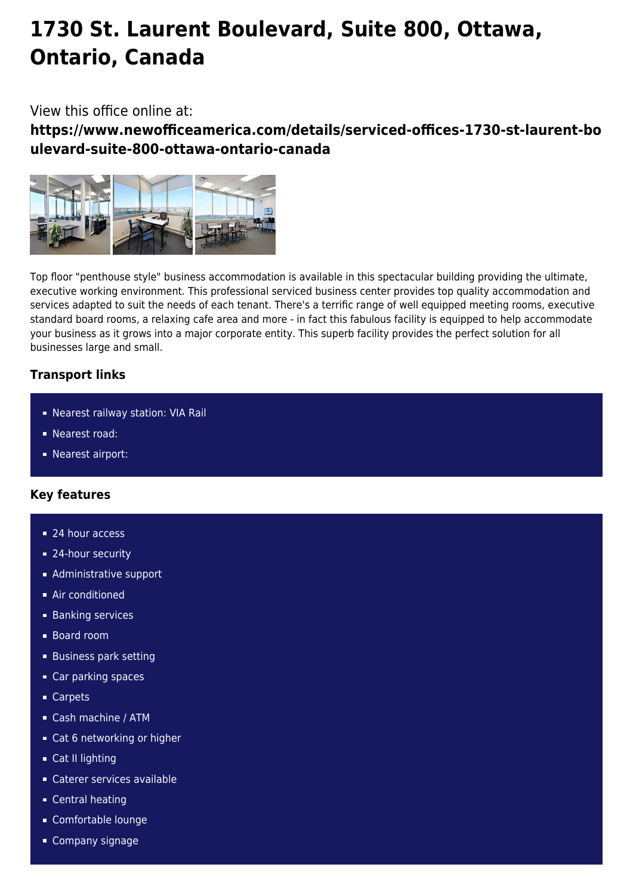# 1730 St. Laurent Boulevard, Suite 800, Ottawa, Ontario, Canada

View this office online at:

**https://www.newofficeamerica.com/details/serviced-offices-1730-st-laurent-boulevard-suite-800-ottawa-ontario-canada**

Top floor "penthouse style" business accommodation is available in this spectacular building providing the ultimate, executive working environment. This professional serviced business center provides top quality accommodation and services adapted to suit the needs of each tenant. There's a terrific range of well equipped meeting rooms, executive standard board rooms, a relaxing cafe area and more - in fact this fabulous facility is equipped to help accommodate your business as it grows into a major corporate entity. This superb facility provides the perfect solution for all businesses large and small.

### Transport links

- Nearest railway station: VIA Rail
- Nearest road:
- Nearest airport:

### Key features

- 24 hour access
- 24-hour security
- Administrative support
- Air conditioned
- Banking services
- Board room
- Business park setting
- Car parking spaces
- Carpets
- Cash machine / ATM
- Cat 6 networking or higher
- Cat II lighting
- Caterer services available
- Central heating
- Comfortable lounge
- Company signage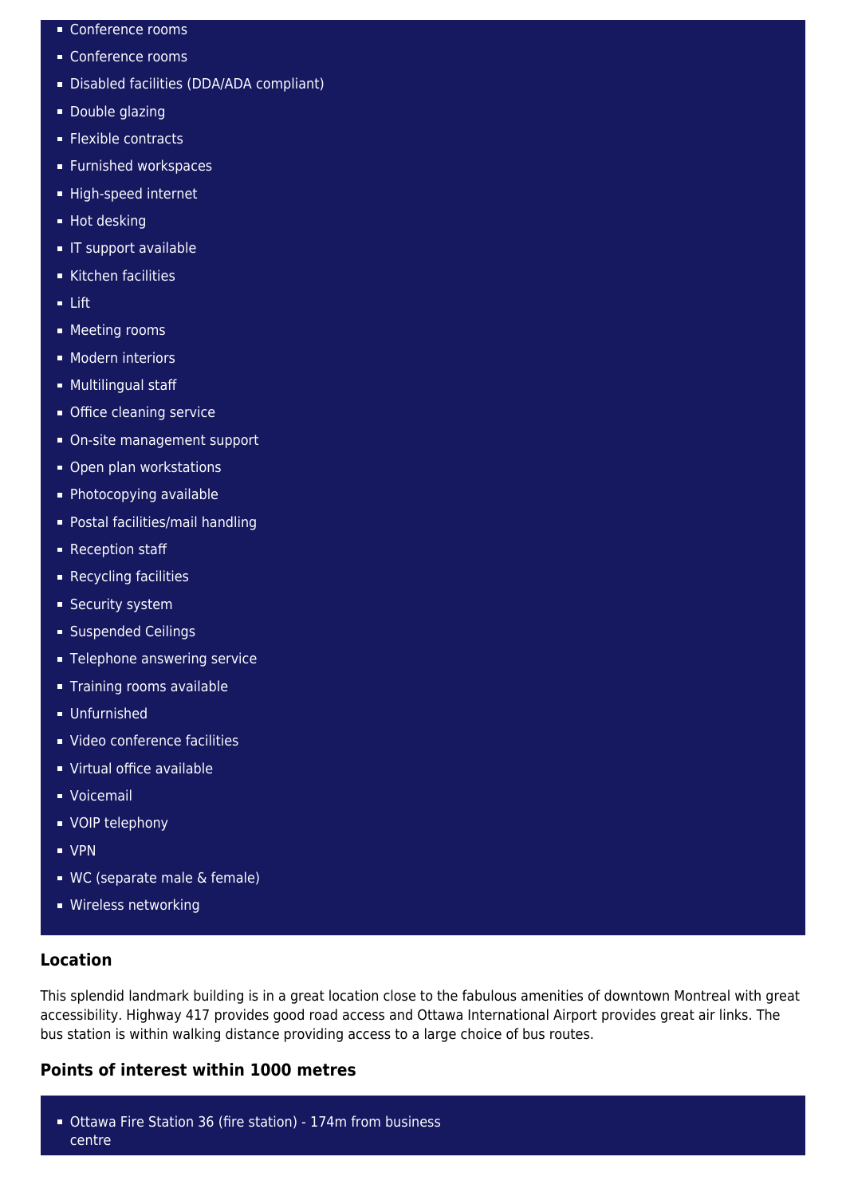- Conference rooms
- Conference rooms
- Disabled facilities (DDA/ADA compliant)
- Double glazing
- Flexible contracts
- Furnished workspaces
- High-speed internet
- Hot desking
- IT support available
- Kitchen facilities
- Lift
- Meeting rooms
- Modern interiors
- Multilingual staff
- Office cleaning service
- On-site management support
- Open plan workstations
- Photocopying available
- Postal facilities/mail handling
- Reception staff
- Recycling facilities
- Security system
- Suspended Ceilings
- Telephone answering service
- Training rooms available
- Unfurnished
- Video conference facilities
- Virtual office available
- Voicemail
- VOIP telephony
- VPN
- WC (separate male & female)
- Wireless networking

## Location

This splendid landmark building is in a great location close to the fabulous amenities of downtown Montreal with great accessibility. Highway 417 provides good road access and Ottawa International Airport provides great air links. The bus station is within walking distance providing access to a large choice of bus routes.

## Points of interest within 1000 metres

- Ottawa Fire Station 36 (fire station) - 174m from business centre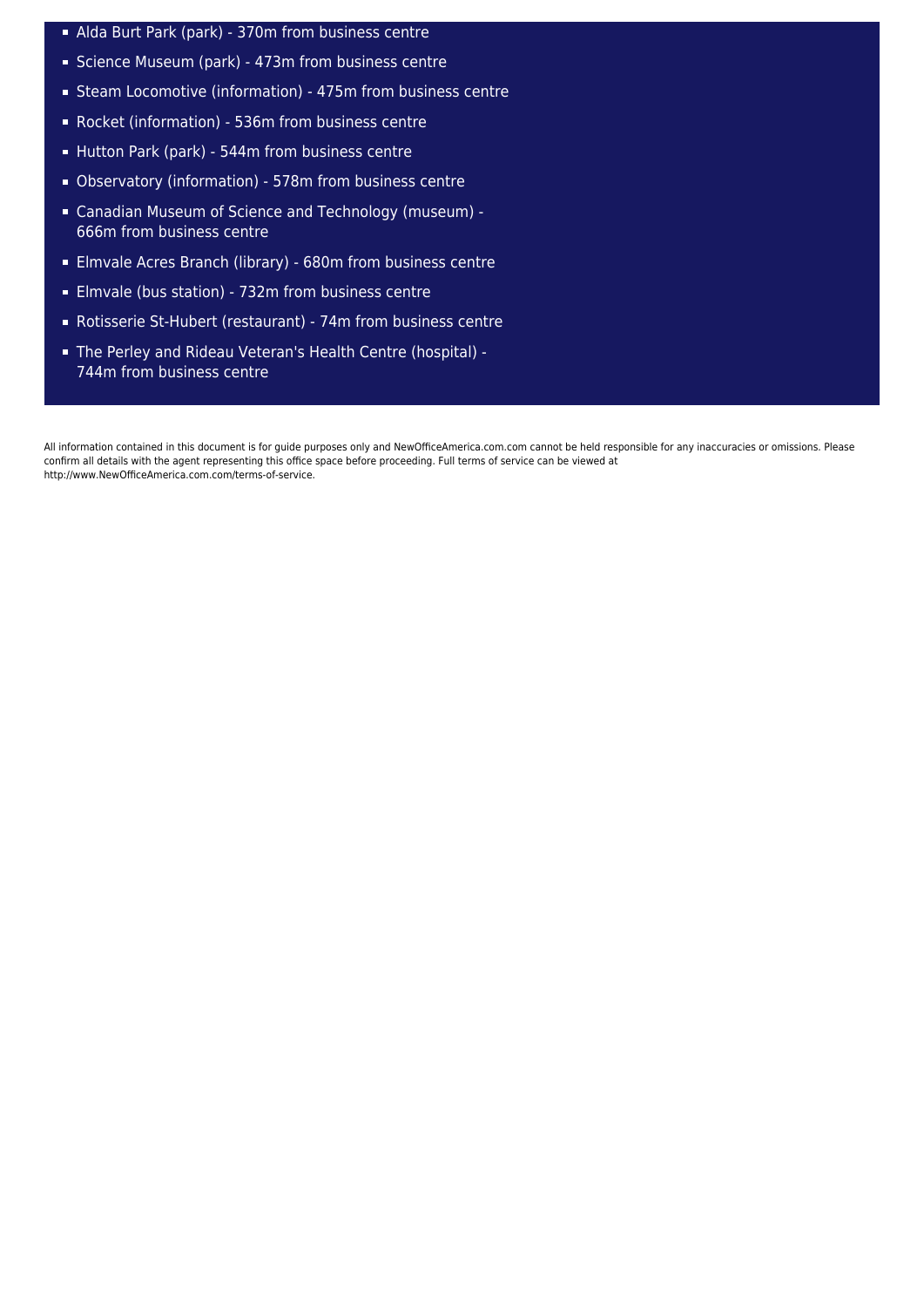- Alda Burt Park (park) - 370m from business centre
- Science Museum (park) - 473m from business centre
- Steam Locomotive (information) - 475m from business centre
- Rocket (information) - 536m from business centre
- Hutton Park (park) - 544m from business centre
- Observatory (information) - 578m from business centre
- Canadian Museum of Science and Technology (museum) - 666m from business centre
- Elmvale Acres Branch (library) - 680m from business centre
- Elmvale (bus station) - 732m from business centre
- Rotisserie St-Hubert (restaurant) - 74m from business centre
- The Perley and Rideau Veteran's Health Centre (hospital) - 744m from business centre

All information contained in this document is for guide purposes only and NewOfficeAmerica.com.com cannot be held responsible for any inaccuracies or omissions. Please confirm all details with the agent representing this office space before proceeding. Full terms of service can be viewed at http://www.NewOfficeAmerica.com.com/terms-of-service.